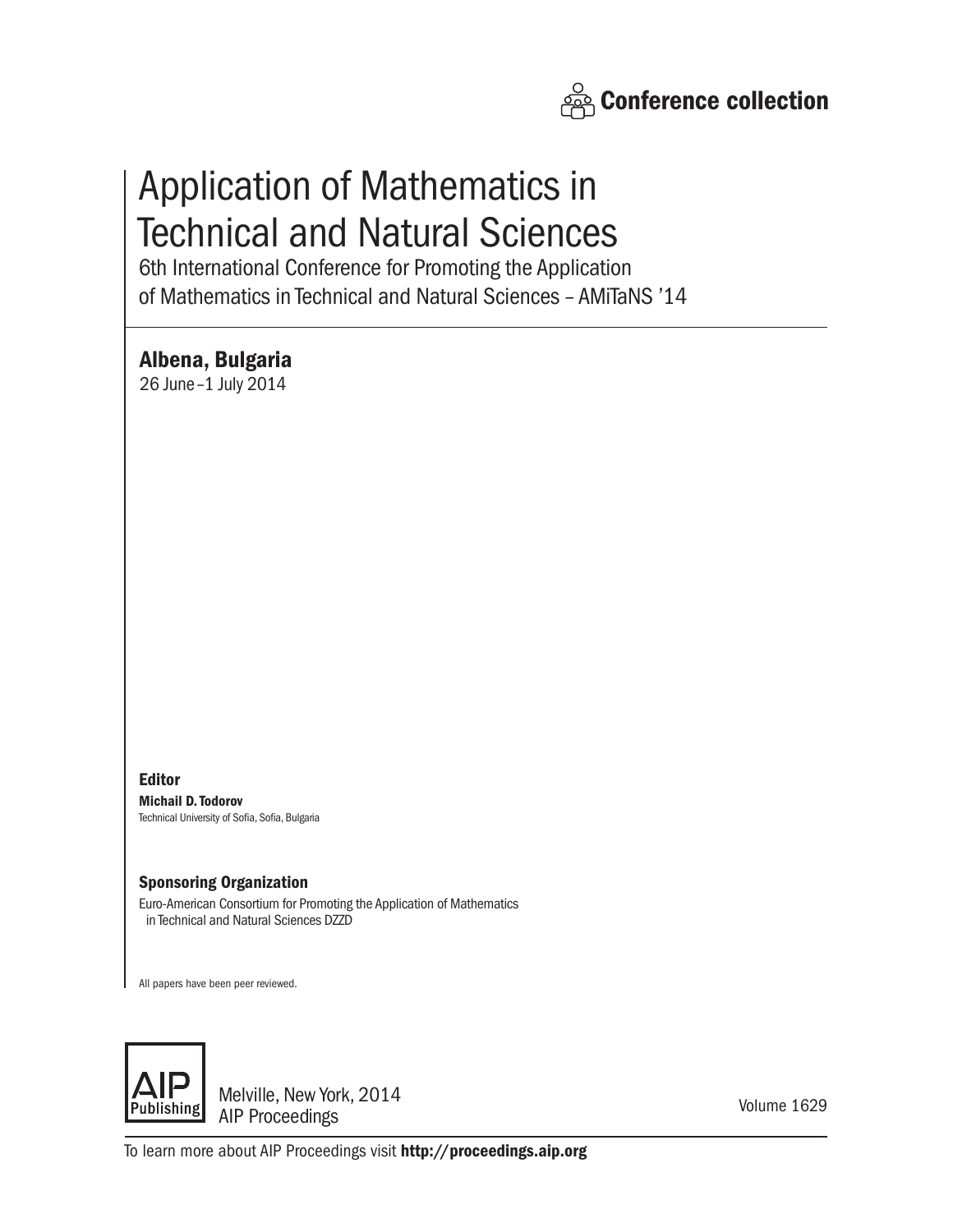Conference collection

# Application of Mathematics in Technical and Natural Sciences

6th International Conference for Promoting the Application of Mathematics in Technical and Natural Sciences – AMiTaNS '14

## Albena, Bulgaria

26 June–1 July 2014

### Editor

**Michail D. Todorov**
Technical University of Sofia, Sofia, Bulgaria

### Sponsoring Organization

Euro-American Consortium for Promoting the Application of Mathematics in Technical and Natural Sciences DZZD

All papers have been peer reviewed.

AIP Publishing

Melville, New York, 2014
AIP Proceedings

Volume 1629

To learn more about AIP Proceedings visit **http://proceedings.aip.org**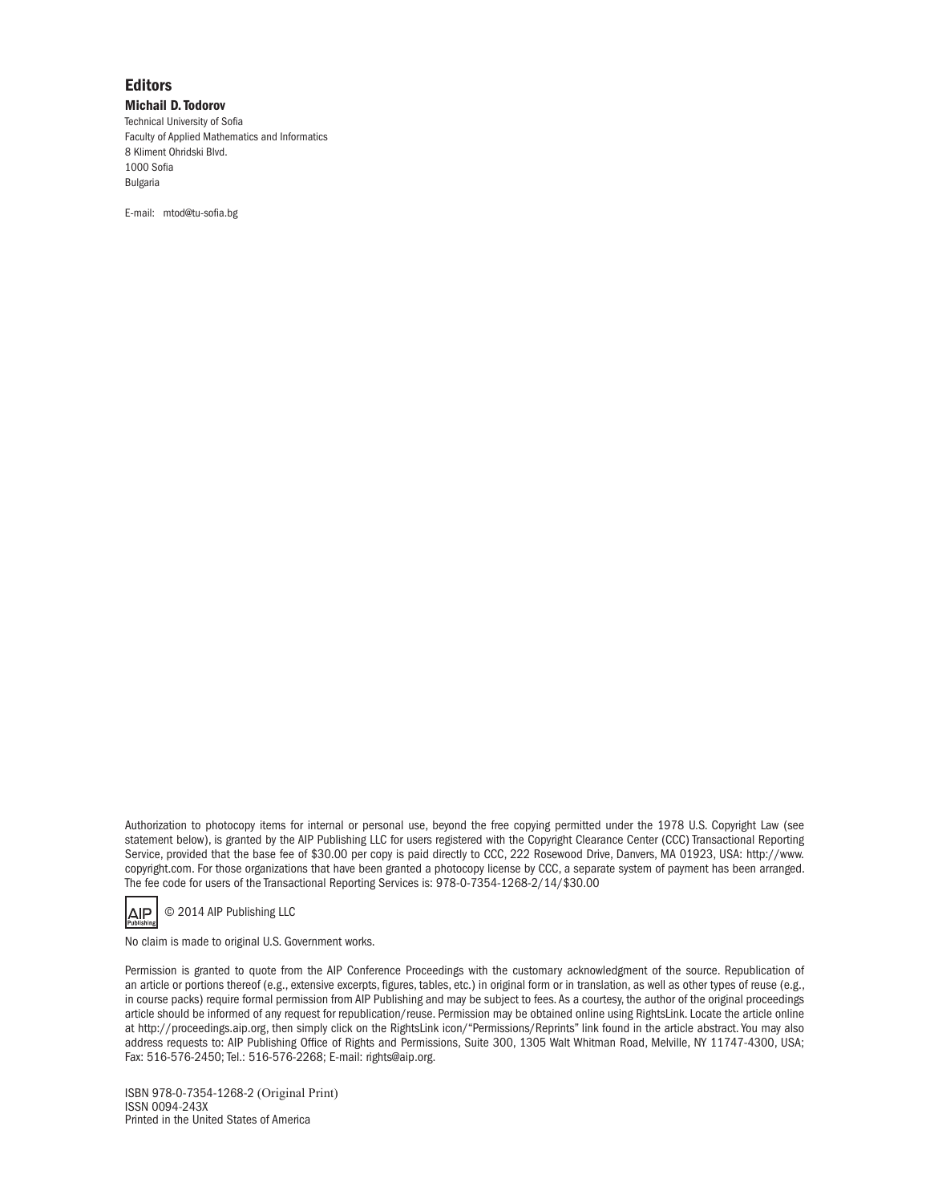## Editors

**Michail D. Todorov**

Technical University of Sofia
Faculty of Applied Mathematics and Informatics
8 Kliment Ohridski Blvd.
1000 Sofia
Bulgaria

E-mail: mtod@tu-sofia.bg

Authorization to photocopy items for internal or personal use, beyond the free copying permitted under the 1978 U.S. Copyright Law (see statement below), is granted by the AIP Publishing LLC for users registered with the Copyright Clearance Center (CCC) Transactional Reporting Service, provided that the base fee of $30.00 per copy is paid directly to CCC, 222 Rosewood Drive, Danvers, MA 01923, USA: http://www.copyright.com. For those organizations that have been granted a photocopy license by CCC, a separate system of payment has been arranged. The fee code for users of the Transactional Reporting Services is: 978-0-7354-1268-2/14/$30.00

© 2014 AIP Publishing LLC

No claim is made to original U.S. Government works.

Permission is granted to quote from the AIP Conference Proceedings with the customary acknowledgment of the source. Republication of an article or portions thereof (e.g., extensive excerpts, figures, tables, etc.) in original form or in translation, as well as other types of reuse (e.g., in course packs) require formal permission from AIP Publishing and may be subject to fees. As a courtesy, the author of the original proceedings article should be informed of any request for republication/reuse. Permission may be obtained online using RightsLink. Locate the article online at http://proceedings.aip.org, then simply click on the RightsLink icon/"Permissions/Reprints" link found in the article abstract. You may also address requests to: AIP Publishing Office of Rights and Permissions, Suite 300, 1305 Walt Whitman Road, Melville, NY 11747-4300, USA; Fax: 516-576-2450; Tel.: 516-576-2268; E-mail: rights@aip.org.

ISBN 978-0-7354-1268-2 (Original Print)
ISSN 0094-243X
Printed in the United States of America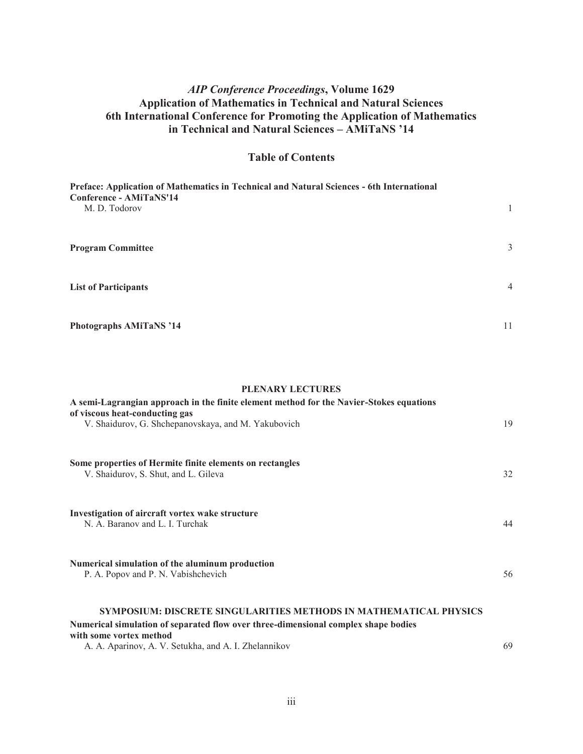# *AIP Conference Proceedings*, Volume 1629
# Application of Mathematics in Technical and Natural Sciences
# 6th International Conference for Promoting the Application of Mathematics in Technical and Natural Sciences – AMiTaNS '14

## Table of Contents

**Preface: Application of Mathematics in Technical and Natural Sciences - 6th International Conference - AMiTaNS'14**
M. D. Todorov — 1

**Program Committee** — 3

**List of Participants** — 4

**Photographs AMiTaNS '14** — 11

### PLENARY LECTURES

**A semi-Lagrangian approach in the finite element method for the Navier-Stokes equations of viscous heat-conducting gas**
V. Shaidurov, G. Shchepanovskaya, and M. Yakubovich — 19

**Some properties of Hermite finite elements on rectangles**
V. Shaidurov, S. Shut, and L. Gileva — 32

**Investigation of aircraft vortex wake structure**
N. A. Baranov and L. I. Turchak — 44

**Numerical simulation of the aluminum production**
P. A. Popov and P. N. Vabishchevich — 56

### SYMPOSIUM: DISCRETE SINGULARITIES METHODS IN MATHEMATICAL PHYSICS

**Numerical simulation of separated flow over three-dimensional complex shape bodies with some vortex method**
A. A. Aparinov, A. V. Setukha, and A. I. Zhelannikov — 69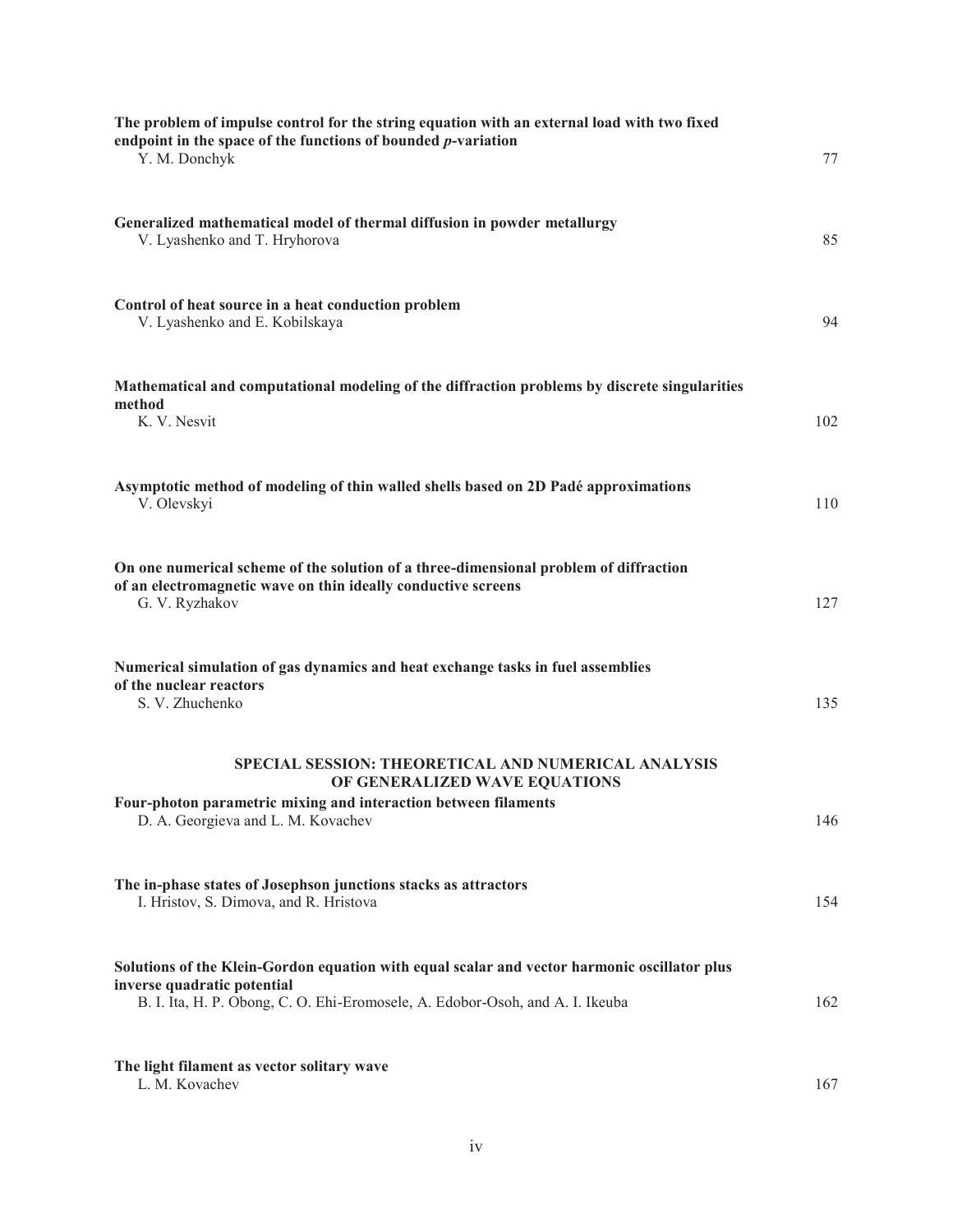**The problem of impulse control for the string equation with an external load with two fixed endpoint in the space of the functions of bounded *p*-variation**
Y. M. Donchyk 77

**Generalized mathematical model of thermal diffusion in powder metallurgy**
V. Lyashenko and T. Hryhorova 85

**Control of heat source in a heat conduction problem**
V. Lyashenko and E. Kobilskaya 94

**Mathematical and computational modeling of the diffraction problems by discrete singularities method**
K. V. Nesvit 102

**Asymptotic method of modeling of thin walled shells based on 2D Padé approximations**
V. Olevskyi 110

**On one numerical scheme of the solution of a three-dimensional problem of diffraction of an electromagnetic wave on thin ideally conductive screens**
G. V. Ryzhakov 127

**Numerical simulation of gas dynamics and heat exchange tasks in fuel assemblies of the nuclear reactors**
S. V. Zhuchenko 135

## SPECIAL SESSION: THEORETICAL AND NUMERICAL ANALYSIS OF GENERALIZED WAVE EQUATIONS

**Four-photon parametric mixing and interaction between filaments**
D. A. Georgieva and L. M. Kovachev 146

**The in-phase states of Josephson junctions stacks as attractors**
I. Hristov, S. Dimova, and R. Hristova 154

**Solutions of the Klein-Gordon equation with equal scalar and vector harmonic oscillator plus inverse quadratic potential**
B. I. Ita, H. P. Obong, C. O. Ehi-Eromosele, A. Edobor-Osoh, and A. I. Ikeuba 162

**The light filament as vector solitary wave**
L. M. Kovachev 167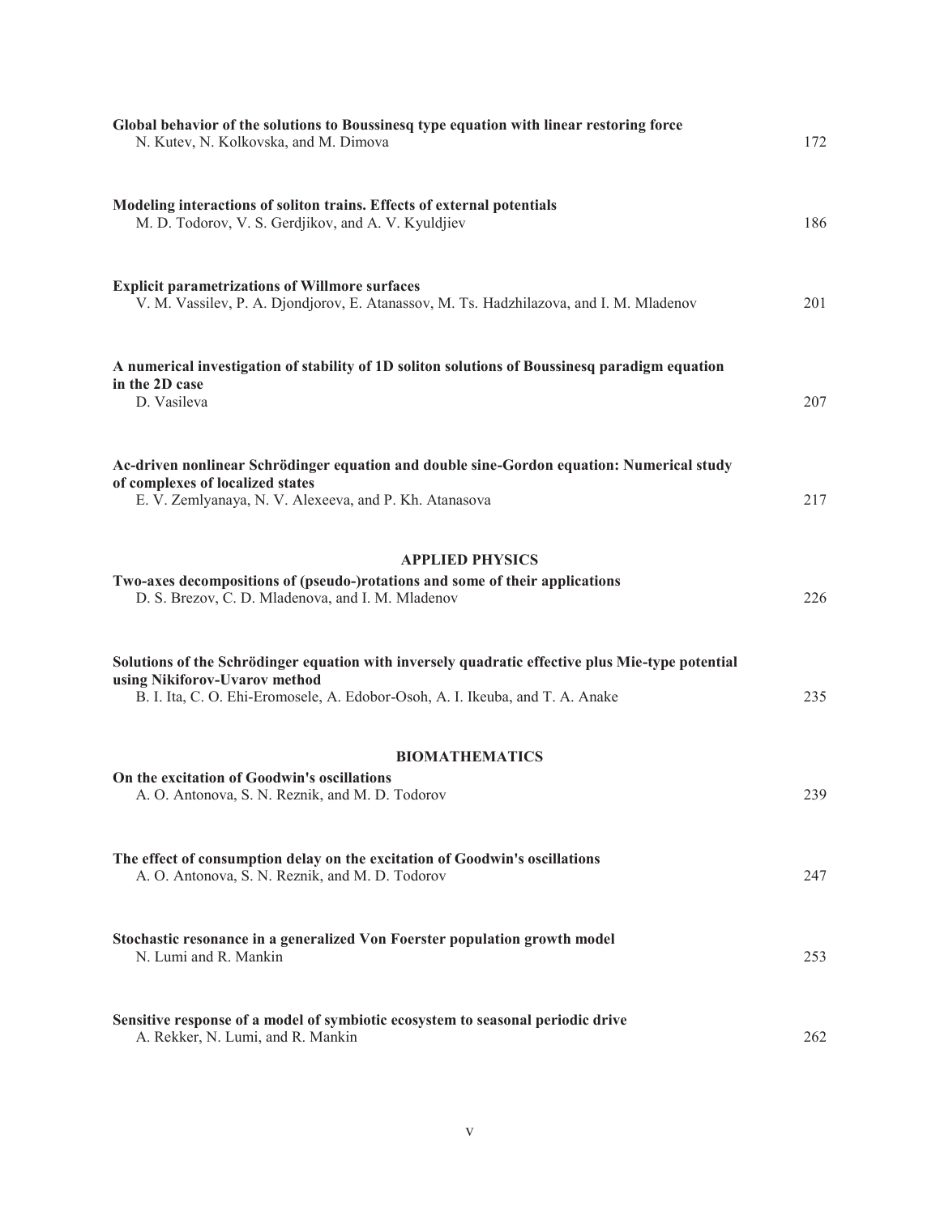**Global behavior of the solutions to Boussinesq type equation with linear restoring force**
N. Kutev, N. Kolkovska, and M. Dimova — 172

**Modeling interactions of soliton trains. Effects of external potentials**
M. D. Todorov, V. S. Gerdjikov, and A. V. Kyuldjiev — 186

**Explicit parametrizations of Willmore surfaces**
V. M. Vassilev, P. A. Djondjorov, E. Atanassov, M. Ts. Hadzhilazova, and I. M. Mladenov — 201

**A numerical investigation of stability of 1D soliton solutions of Boussinesq paradigm equation in the 2D case**
D. Vasileva — 207

**Ac-driven nonlinear Schrödinger equation and double sine-Gordon equation: Numerical study of complexes of localized states**
E. V. Zemlyanaya, N. V. Alexeeva, and P. Kh. Atanasova — 217

## APPLIED PHYSICS

**Two-axes decompositions of (pseudo-)rotations and some of their applications**
D. S. Brezov, C. D. Mladenova, and I. M. Mladenov — 226

**Solutions of the Schrödinger equation with inversely quadratic effective plus Mie-type potential using Nikiforov-Uvarov method**
B. I. Ita, C. O. Ehi-Eromosele, A. Edobor-Osoh, A. I. Ikeuba, and T. A. Anake — 235

## BIOMATHEMATICS

**On the excitation of Goodwin's oscillations**
A. O. Antonova, S. N. Reznik, and M. D. Todorov — 239

**The effect of consumption delay on the excitation of Goodwin's oscillations**
A. O. Antonova, S. N. Reznik, and M. D. Todorov — 247

**Stochastic resonance in a generalized Von Foerster population growth model**
N. Lumi and R. Mankin — 253

**Sensitive response of a model of symbiotic ecosystem to seasonal periodic drive**
A. Rekker, N. Lumi, and R. Mankin — 262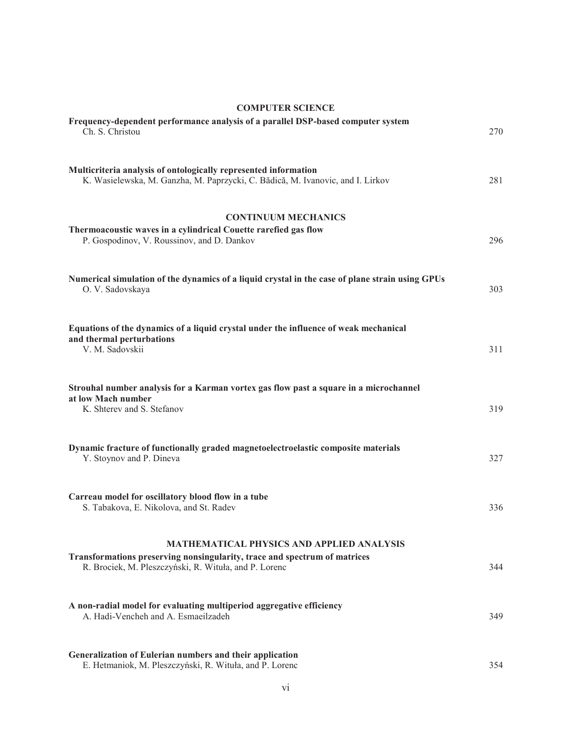## COMPUTER SCIENCE

**Frequency-dependent performance analysis of a parallel DSP-based computer system**
Ch. S. Christou — 270

**Multicriteria analysis of ontologically represented information**
K. Wasielewska, M. Ganzha, M. Paprzycki, C. Bădică, M. Ivanovic, and I. Lirkov — 281

## CONTINUUM MECHANICS

**Thermoacoustic waves in a cylindrical Couette rarefied gas flow**
P. Gospodinov, V. Roussinov, and D. Dankov — 296

**Numerical simulation of the dynamics of a liquid crystal in the case of plane strain using GPUs**
O. V. Sadovskaya — 303

**Equations of the dynamics of a liquid crystal under the influence of weak mechanical and thermal perturbations**
V. M. Sadovskii — 311

**Strouhal number analysis for a Karman vortex gas flow past a square in a microchannel at low Mach number**
K. Shterev and S. Stefanov — 319

**Dynamic fracture of functionally graded magnetoelectroelastic composite materials**
Y. Stoynov and P. Dineva — 327

**Carreau model for oscillatory blood flow in a tube**
S. Tabakova, E. Nikolova, and St. Radev — 336

## MATHEMATICAL PHYSICS AND APPLIED ANALYSIS

**Transformations preserving nonsingularity, trace and spectrum of matrices**
R. Brociek, M. Pleszczyński, R. Wituła, and P. Lorenc — 344

**A non-radial model for evaluating multiperiod aggregative efficiency**
A. Hadi-Vencheh and A. Esmaeilzadeh — 349

**Generalization of Eulerian numbers and their application**
E. Hetmaniok, M. Pleszczyński, R. Wituła, and P. Lorenc — 354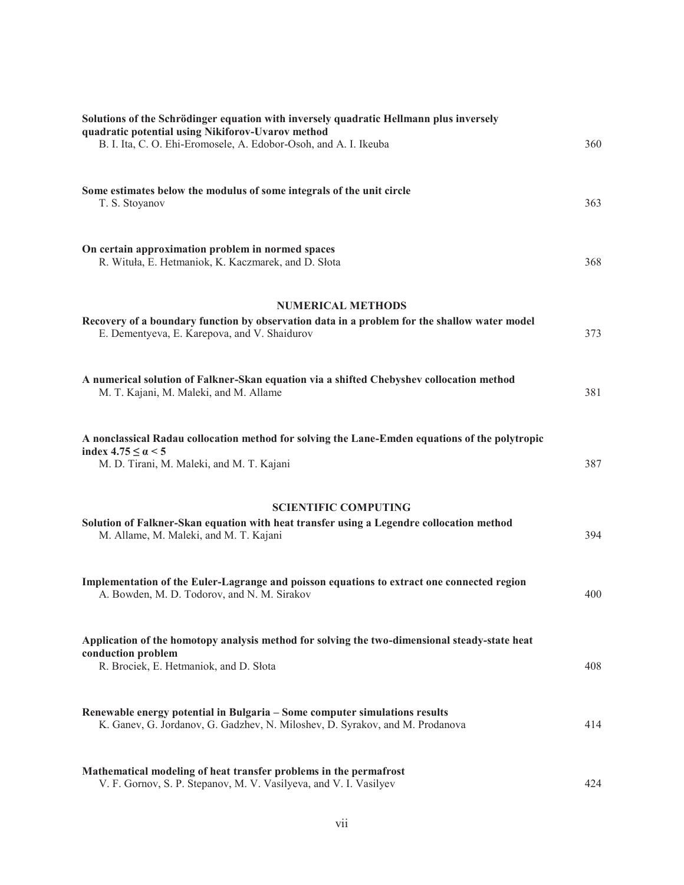**Solutions of the Schrödinger equation with inversely quadratic Hellmann plus inversely quadratic potential using Nikiforov-Uvarov method**
B. I. Ita, C. O. Ehi-Eromosele, A. Edobor-Osoh, and A. I. Ikeuba — 360

**Some estimates below the modulus of some integrals of the unit circle**
T. S. Stoyanov — 363

**On certain approximation problem in normed spaces**
R. Wituła, E. Hetmaniok, K. Kaczmarek, and D. Słota — 368

## NUMERICAL METHODS

**Recovery of a boundary function by observation data in a problem for the shallow water model**
E. Dementyeva, E. Karepova, and V. Shaidurov — 373

**A numerical solution of Falkner-Skan equation via a shifted Chebyshev collocation method**
M. T. Kajani, M. Maleki, and M. Allame — 381

**A nonclassical Radau collocation method for solving the Lane-Emden equations of the polytropic index $4.75 \leq \alpha < 5$**
M. D. Tirani, M. Maleki, and M. T. Kajani — 387

## SCIENTIFIC COMPUTING

**Solution of Falkner-Skan equation with heat transfer using a Legendre collocation method**
M. Allame, M. Maleki, and M. T. Kajani — 394

**Implementation of the Euler-Lagrange and poisson equations to extract one connected region**
A. Bowden, M. D. Todorov, and N. M. Sirakov — 400

**Application of the homotopy analysis method for solving the two-dimensional steady-state heat conduction problem**
R. Brociek, E. Hetmaniok, and D. Słota — 408

**Renewable energy potential in Bulgaria – Some computer simulations results**
K. Ganev, G. Jordanov, G. Gadzhev, N. Miloshev, D. Syrakov, and M. Prodanova — 414

**Mathematical modeling of heat transfer problems in the permafrost**
V. F. Gornov, S. P. Stepanov, M. V. Vasilyeva, and V. I. Vasilyev — 424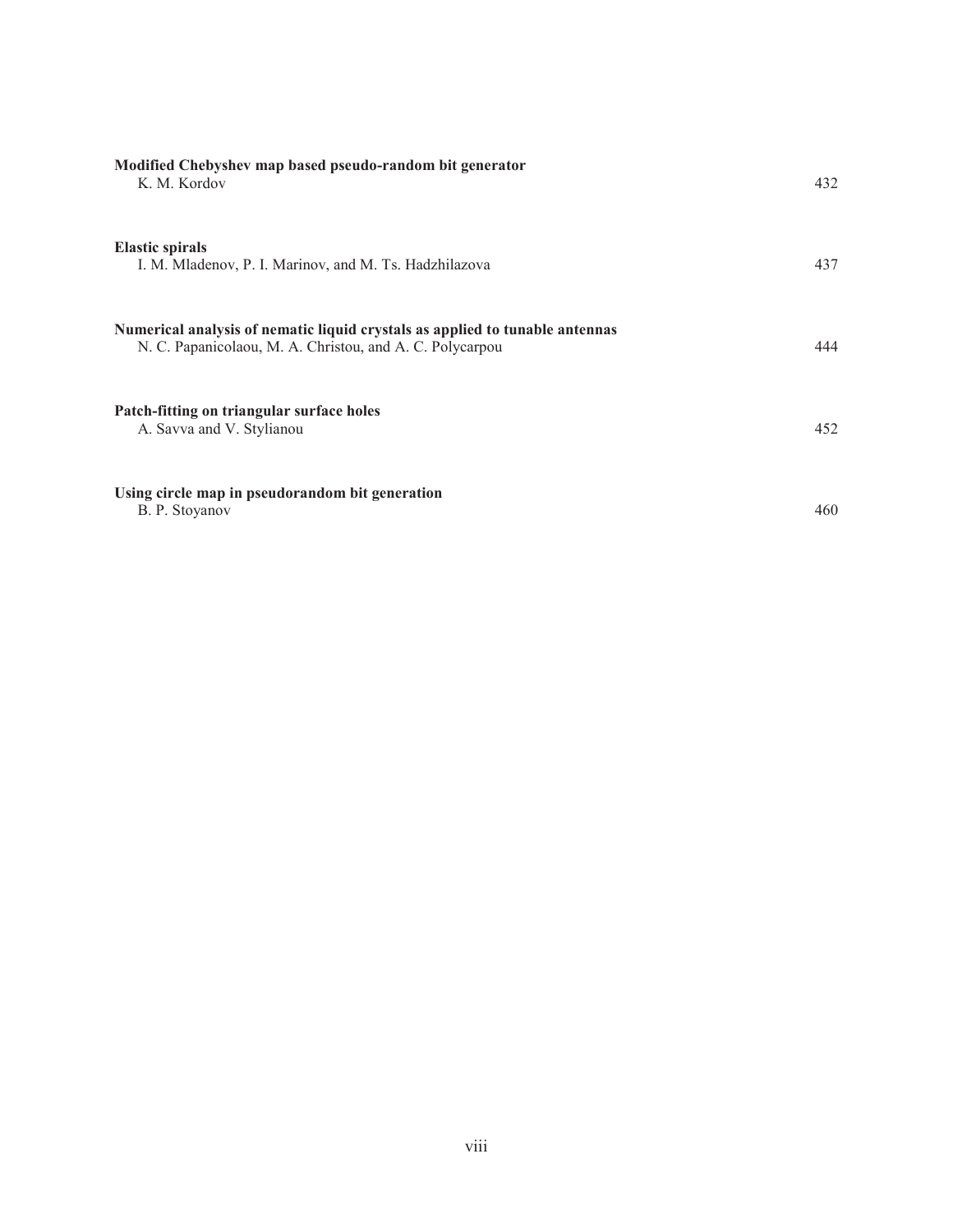**Modified Chebyshev map based pseudo-random bit generator**
K. M. Kordov 432

**Elastic spirals**
I. M. Mladenov, P. I. Marinov, and M. Ts. Hadzhilazova 437

**Numerical analysis of nematic liquid crystals as applied to tunable antennas**
N. C. Papanicolaou, M. A. Christou, and A. C. Polycarpou 444

**Patch-fitting on triangular surface holes**
A. Savva and V. Stylianou 452

**Using circle map in pseudorandom bit generation**
B. P. Stoyanov 460